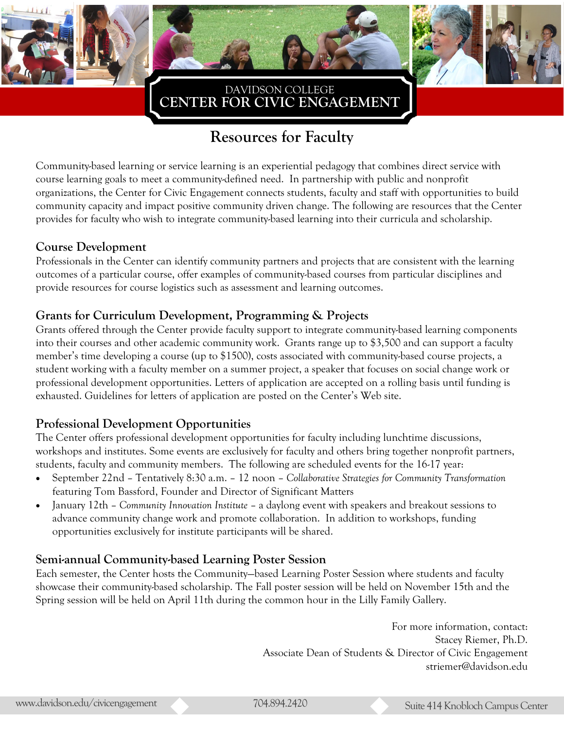DAVIDSON COLLEGE
# CENTER FOR CIVIC ENGAGEMENT

## Resources for Faculty

Community-based learning or service learning is an experiential pedagogy that combines direct service with course learning goals to meet a community-defined need. In partnership with public and nonprofit organizations, the Center for Civic Engagement connects students, faculty and staff with opportunities to build community capacity and impact positive community driven change. The following are resources that the Center provides for faculty who wish to integrate community-based learning into their curricula and scholarship.

### Course Development

Professionals in the Center can identify community partners and projects that are consistent with the learning outcomes of a particular course, offer examples of community-based courses from particular disciplines and provide resources for course logistics such as assessment and learning outcomes.

### Grants for Curriculum Development, Programming & Projects

Grants offered through the Center provide faculty support to integrate community-based learning components into their courses and other academic community work. Grants range up to $3,500 and can support a faculty member's time developing a course (up to $1500), costs associated with community-based course projects, a student working with a faculty member on a summer project, a speaker that focuses on social change work or professional development opportunities. Letters of application are accepted on a rolling basis until funding is exhausted. Guidelines for letters of application are posted on the Center's Web site.

### Professional Development Opportunities

The Center offers professional development opportunities for faculty including lunchtime discussions, workshops and institutes. Some events are exclusively for faculty and others bring together nonprofit partners, students, faculty and community members. The following are scheduled events for the 16-17 year:

- September 22nd – Tentatively 8:30 a.m. – 12 noon – *Collaborative Strategies for Community Transformation* featuring Tom Bassford, Founder and Director of Significant Matters
- January 12th – *Community Innovation Institute* – a daylong event with speakers and breakout sessions to advance community change work and promote collaboration. In addition to workshops, funding opportunities exclusively for institute participants will be shared.

### Semi-annual Community-based Learning Poster Session

Each semester, the Center hosts the Community—based Learning Poster Session where students and faculty showcase their community-based scholarship. The Fall poster session will be held on November 15th and the Spring session will be held on April 11th during the common hour in the Lilly Family Gallery.

For more information, contact:
Stacey Riemer, Ph.D.
Associate Dean of Students & Director of Civic Engagement
striemer@davidson.edu

www.davidson.edu/civicengagement | 704.894.2420 | Suite 414 Knobloch Campus Center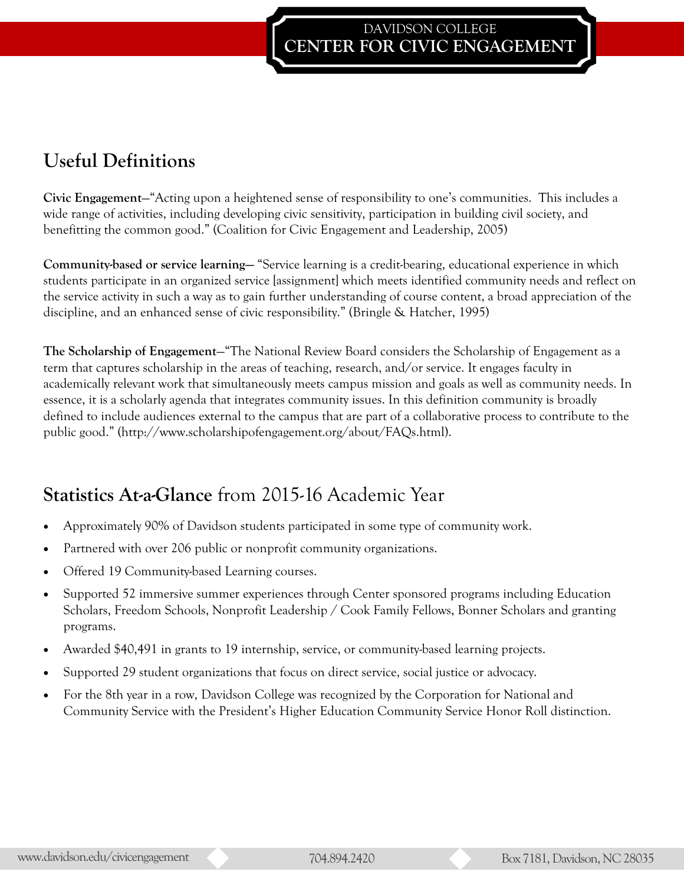## Useful Definitions

**Civic Engagement**—"Acting upon a heightened sense of responsibility to one's communities. This includes a wide range of activities, including developing civic sensitivity, participation in building civil society, and benefitting the common good." (Coalition for Civic Engagement and Leadership, 2005)

**Community-based or service learning**— "Service learning is a credit-bearing, educational experience in which students participate in an organized service [assignment] which meets identified community needs and reflect on the service activity in such a way as to gain further understanding of course content, a broad appreciation of the discipline, and an enhanced sense of civic responsibility." (Bringle & Hatcher, 1995)

**The Scholarship of Engagement**—"The National Review Board considers the Scholarship of Engagement as a term that captures scholarship in the areas of teaching, research, and/or service. It engages faculty in academically relevant work that simultaneously meets campus mission and goals as well as community needs. In essence, it is a scholarly agenda that integrates community issues. In this definition community is broadly defined to include audiences external to the campus that are part of a collaborative process to contribute to the public good." (http://www.scholarshipofengagement.org/about/FAQs.html).

## **Statistics At-a-Glance** from 2015-16 Academic Year

- Approximately 90% of Davidson students participated in some type of community work.
- Partnered with over 206 public or nonprofit community organizations.
- Offered 19 Community-based Learning courses.
- Supported 52 immersive summer experiences through Center sponsored programs including Education Scholars, Freedom Schools, Nonprofit Leadership / Cook Family Fellows, Bonner Scholars and granting programs.
- Awarded $40,491 in grants to 19 internship, service, or community-based learning projects.
- Supported 29 student organizations that focus on direct service, social justice or advocacy.
- For the 8th year in a row, Davidson College was recognized by the Corporation for National and Community Service with the President's Higher Education Community Service Honor Roll distinction.